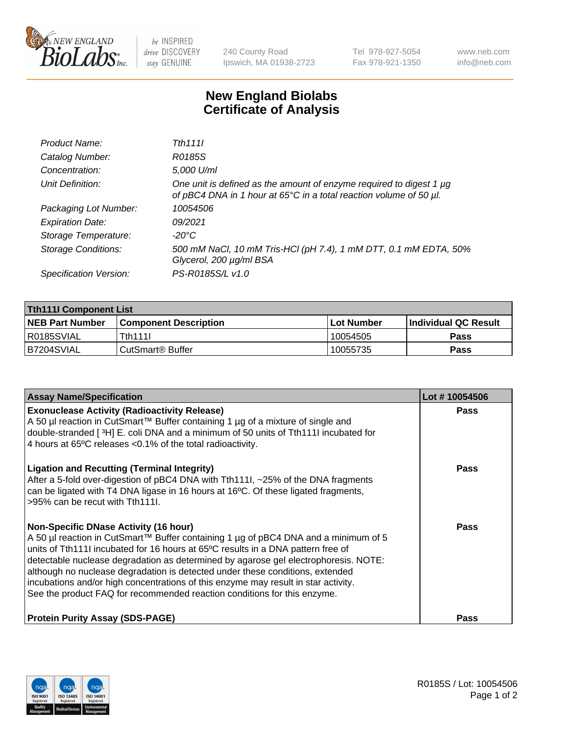New England BioLabs Inc. — be INSPIRED drive DISCOVERY stay GENUINE

240 County Road
Ipswich, MA 01938-2723

Tel 978-927-5054
Fax 978-921-1350

www.neb.com
info@neb.com

# New England Biolabs
# Certificate of Analysis

| | |
|---|---|
| *Product Name:* | *Tth111I* |
| *Catalog Number:* | *R0185S* |
| *Concentration:* | *5,000 U/ml* |
| *Unit Definition:* | *One unit is defined as the amount of enzyme required to digest 1 µg of pBC4 DNA in 1 hour at 65°C in a total reaction volume of 50 µl.* |
| *Packaging Lot Number:* | *10054506* |
| *Expiration Date:* | *09/2021* |
| *Storage Temperature:* | *-20°C* |
| *Storage Conditions:* | *500 mM NaCl, 10 mM Tris-HCl (pH 7.4), 1 mM DTT, 0.1 mM EDTA, 50% Glycerol, 200 µg/ml BSA* |
| *Specification Version:* | *PS-R0185S/L v1.0* |

| **Tth111I Component List** | | | |
|---|---|---|---|
| **NEB Part Number** | **Component Description** | **Lot Number** | **Individual QC Result** |
| R0185SVIAL | Tth111I | 10054505 | **Pass** |
| B7204SVIAL | CutSmart® Buffer | 10055735 | **Pass** |

| **Assay Name/Specification** | **Lot # 10054506** |
|---|---|
| **Exonuclease Activity (Radioactivity Release)**<br>A 50 µl reaction in CutSmart™ Buffer containing 1 µg of a mixture of single and double-stranded [ $^3$H] E. coli DNA and a minimum of 50 units of Tth111I incubated for 4 hours at 65ºC releases <0.1% of the total radioactivity. | **Pass** |
| **Ligation and Recutting (Terminal Integrity)**<br>After a 5-fold over-digestion of pBC4 DNA with Tth111I, ~25% of the DNA fragments can be ligated with T4 DNA ligase in 16 hours at 16ºC. Of these ligated fragments, >95% can be recut with Tth111I. | **Pass** |
| **Non-Specific DNase Activity (16 hour)**<br>A 50 µl reaction in CutSmart™ Buffer containing 1 µg of pBC4 DNA and a minimum of 5 units of Tth111I incubated for 16 hours at 65ºC results in a DNA pattern free of detectable nuclease degradation as determined by agarose gel electrophoresis. NOTE: although no nuclease degradation is detected under these conditions, extended incubations and/or high concentrations of this enzyme may result in star activity. See the product FAQ for recommended reaction conditions for this enzyme. | **Pass** |
| **Protein Purity Assay (SDS-PAGE)** | **Pass** |

R0185S / Lot: 10054506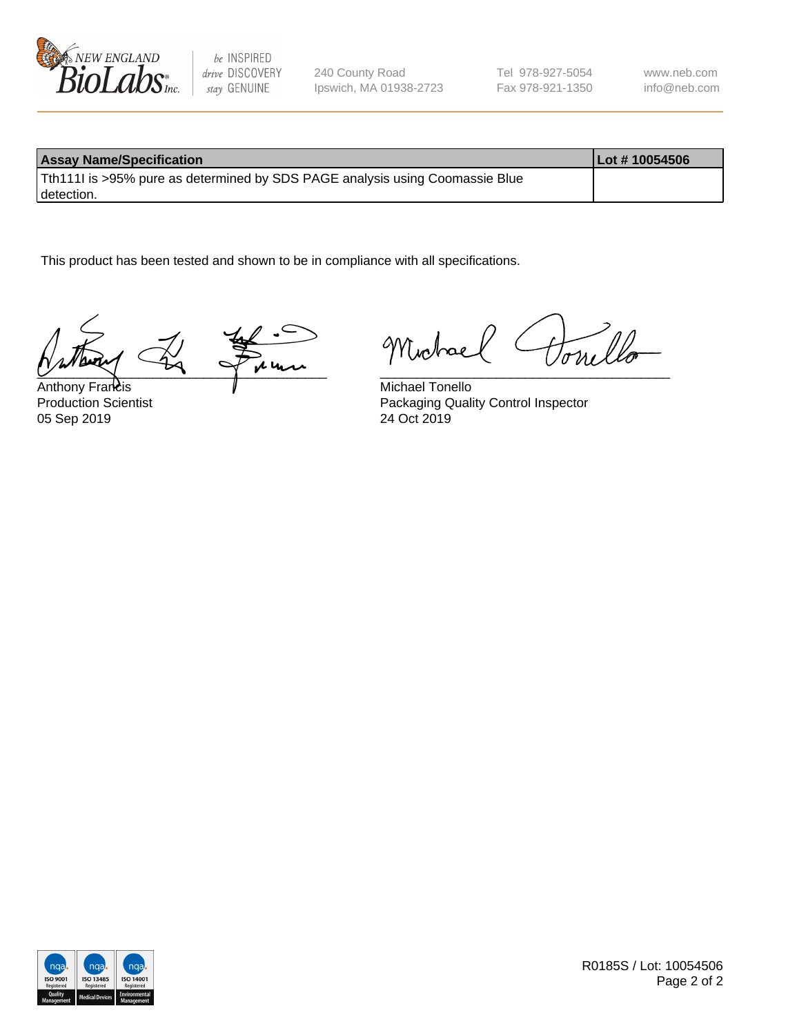| Assay Name/Specification | Lot # 10054506 |
| --- | --- |
| Tth111I is >95% pure as determined by SDS PAGE analysis using Coomassie Blue detection. | |

This product has been tested and shown to be in compliance with all specifications.

Anthony Francis
Production Scientist
05 Sep 2019

Michael Tonello
Packaging Quality Control Inspector
24 Oct 2019

R0185S / Lot: 10054506